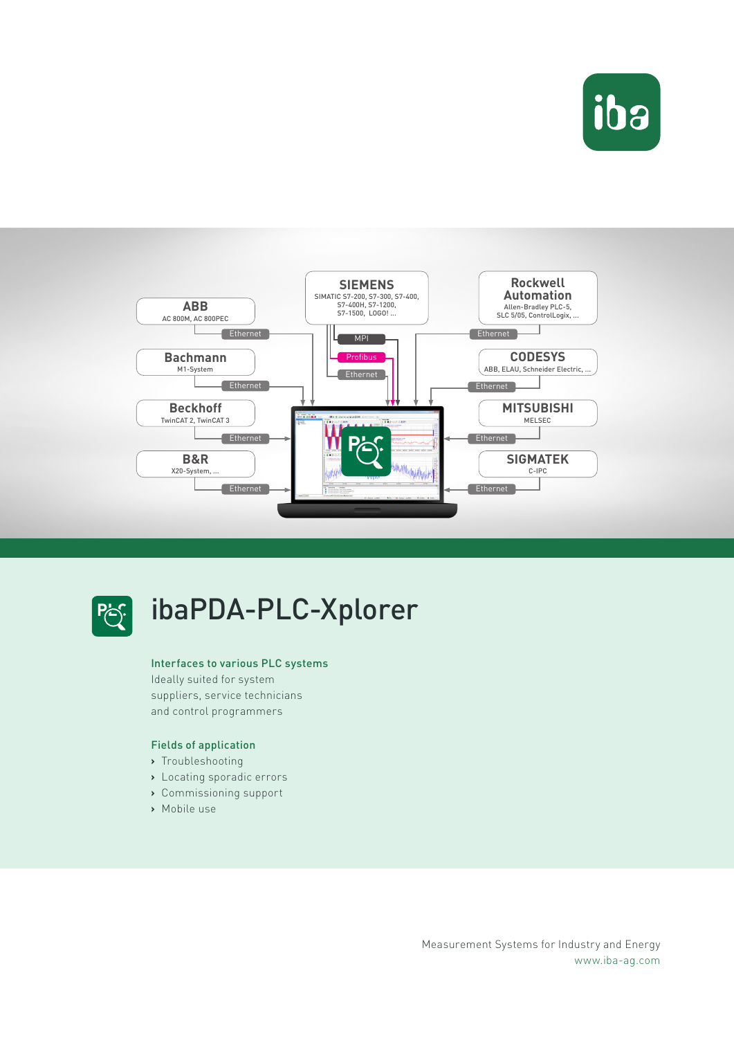# ibaPDA-PLC-Xplorer

### Interfaces to various PLC systems

Ideally suited for system suppliers, service technicians and control programmers

### Fields of application

- Troubleshooting
- Locating sporadic errors
- Commissioning support
- Mobile use

Measurement Systems for Industry and Energy
www.iba-ag.com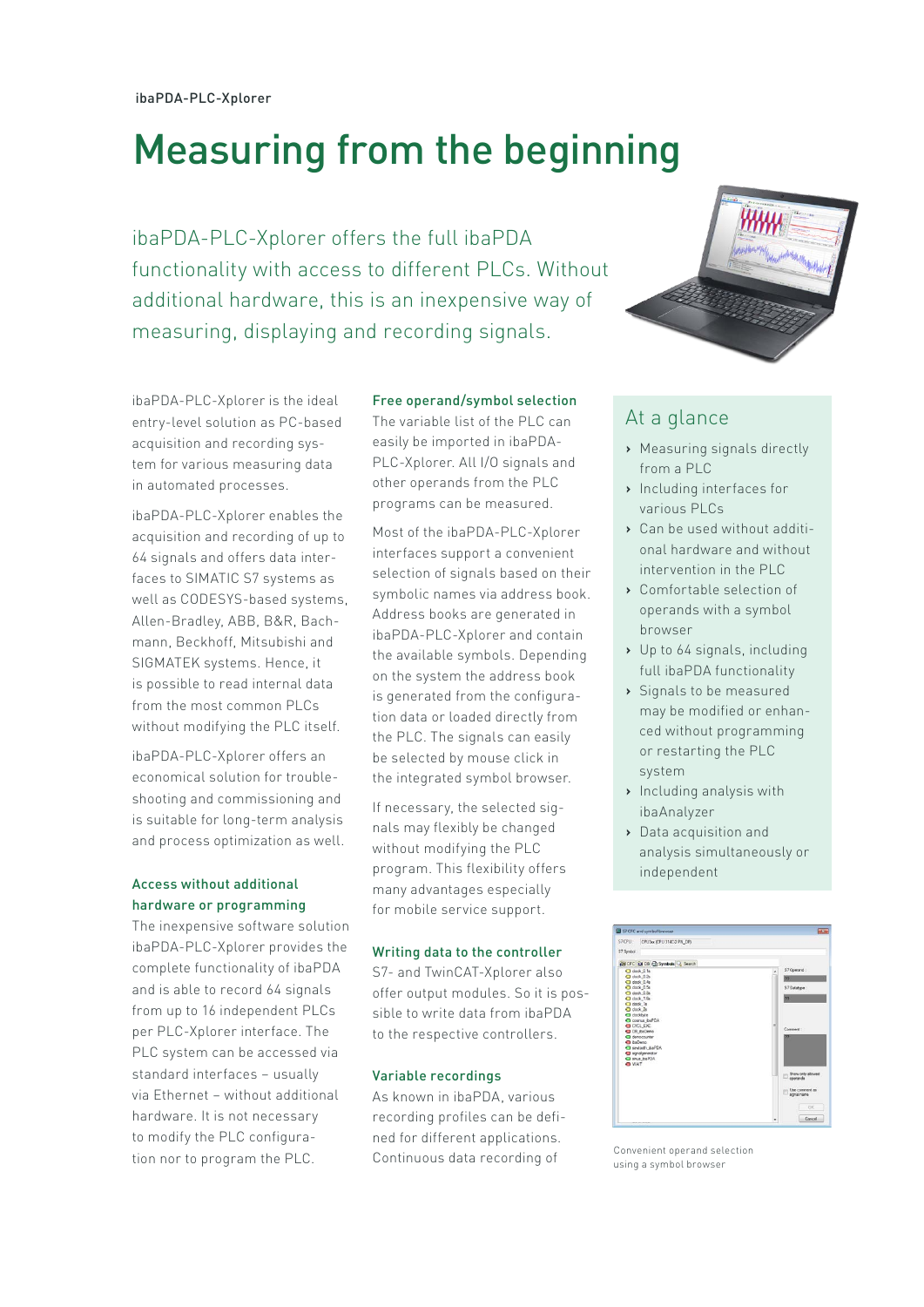# Measuring from the beginning

ibaPDA-PLC-Xplorer offers the full ibaPDA functionality with access to different PLCs. Without additional hardware, this is an inexpensive way of measuring, displaying and recording signals.

ibaPDA-PLC-Xplorer is the ideal entry-level solution as PC-based acquisition and recording system for various measuring data in automated processes.

ibaPDA-PLC-Xplorer enables the acquisition and recording of up to 64 signals and offers data interfaces to SIMATIC S7 systems as well as CODESYS-based systems, Allen-Bradley, ABB, B&R, Bachmann, Beckhoff, Mitsubishi and SIGMATEK systems. Hence, it is possible to read internal data from the most common PLCs without modifying the PLC itself.

ibaPDA-PLC-Xplorer offers an economical solution for troubleshooting and commissioning and is suitable for long-term analysis and process optimization as well.

### Access without additional hardware or programming

The inexpensive software solution ibaPDA-PLC-Xplorer provides the complete functionality of ibaPDA and is able to record 64 signals from up to 16 independent PLCs per PLC-Xplorer interface. The PLC system can be accessed via standard interfaces – usually via Ethernet – without additional hardware. It is not necessary to modify the PLC configuration nor to program the PLC.

### Free operand/symbol selection

The variable list of the PLC can easily be imported in ibaPDA-PLC-Xplorer. All I/O signals and other operands from the PLC programs can be measured.

Most of the ibaPDA-PLC-Xplorer interfaces support a convenient selection of signals based on their symbolic names via address book. Address books are generated in ibaPDA-PLC-Xplorer and contain the available symbols. Depending on the system the address book is generated from the configuration data or loaded directly from the PLC. The signals can easily be selected by mouse click in the integrated symbol browser.

If necessary, the selected signals may flexibly be changed without modifying the PLC program. This flexibility offers many advantages especially for mobile service support.

### Writing data to the controller

S7- and TwinCAT-Xplorer also offer output modules. So it is possible to write data from ibaPDA to the respective controllers.

### Variable recordings

As known in ibaPDA, various recording profiles can be defined for different applications. Continuous data recording of

## At a glance

- Measuring signals directly from a PLC
- Including interfaces for various PLCs
- Can be used without additional hardware and without intervention in the PLC
- Comfortable selection of operands with a symbol browser
- Up to 64 signals, including full ibaPDA functionality
- Signals to be measured may be modified or enhanced without programming or restarting the PLC system
- Including analysis with ibaAnalyzer
- Data acquisition and analysis simultaneously or independent

Convenient operand selection using a symbol browser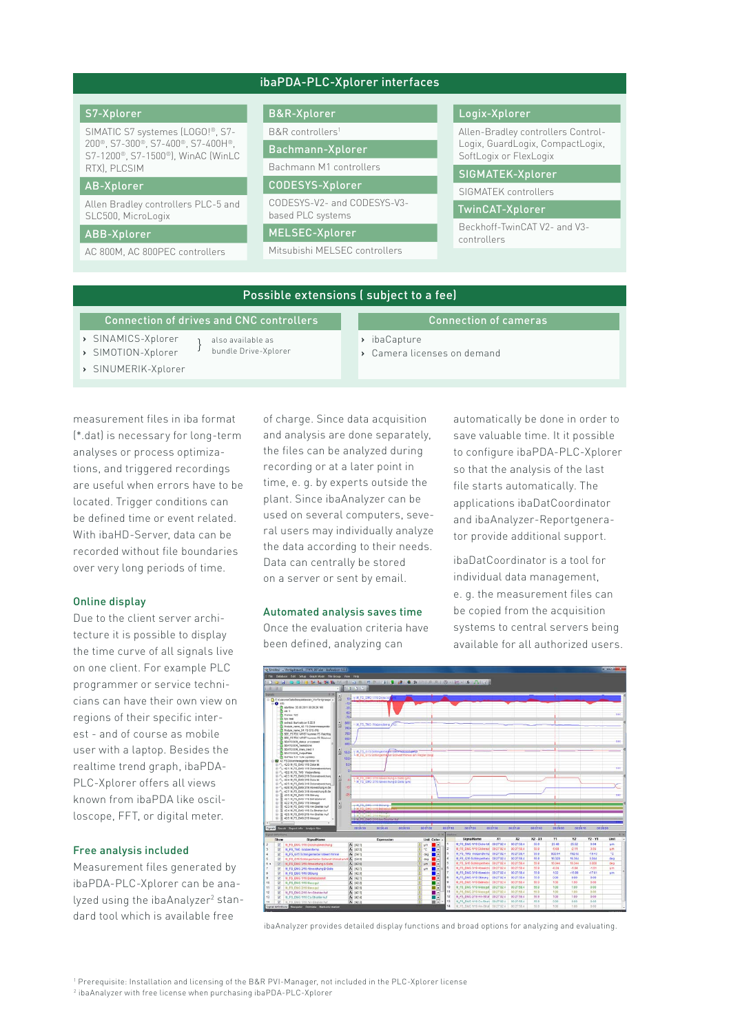## ibaPDA-PLC-Xplorer interfaces

### S7-Xplorer

SIMATIC S7 systemes (LOGO!®, S7-200®, S7-300®, S7-400®, S7-400H®, S7-1200®, S7-1500®), WinAC (WinLC RTX), PLCSIM

### AB-Xplorer

Allen Bradley controllers PLC-5 and SLC500, MicroLogix

### ABB-Xplorer

AC 800M, AC 800PEC controllers

### B&R-Xplorer

B&R controllers[1]

### Bachmann-Xplorer

Bachmann M1 controllers

### CODESYS-Xplorer

CODESYS-V2- and CODESYS-V3-based PLC systems

### MELSEC-Xplorer

Mitsubishi MELSEC controllers

### Logix-Xplorer

Allen-Bradley controllers Control-Logix, GuardLogix, CompactLogix, SoftLogix or FlexLogix

### SIGMATEK-Xplorer

SIGMATEK controllers

### TwinCAT-Xplorer

Beckhoff-TwinCAT V2- and V3-controllers

## Possible extensions ( subject to a fee)

### Connection of drives and CNC controllers

- SINAMICS-Xplorer
- SIMOTION-Xplorer

} also available as bundle Drive-Xplorer

- SINUMERIK-Xplorer

### Connection of cameras

- ibaCapture
- Camera licenses on demand

measurement files in iba format (*.dat) is necessary for long-term analyses or process optimizations, and triggered recordings are useful when errors have to be located. Trigger conditions can be defined time or event related. With ibaHD-Server, data can be recorded without file boundaries over very long periods of time.

### Online display

Due to the client server architecture it is possible to display the time curve of all signals live on one client. For example PLC programmer or service technicians can have their own view on regions of their specific interest - and of course as mobile user with a laptop. Besides the realtime trend graph, ibaPDA-PLC-Xplorer offers all views known from ibaPDA like oscilloscope, FFT, or digital meter.

### Free analysis included

Measurement files generated by ibaPDA-PLC-Xplorer can be analyzed using the ibaAnalyzer[2] standard tool which is available free of charge. Since data acquisition and analysis are done separately, the files can be analyzed during recording or at a later point in time, e. g. by experts outside the plant. Since ibaAnalyzer can be used on several computers, several users may individually analyze the data according to their needs. Data can centrally be stored on a server or sent by email.

### Automated analysis saves time

Once the evaluation criteria have been defined, analyzing can automatically be done in order to save valuable time. It it possible to configure ibaPDA-PLC-Xplorer so that the analysis of the last file starts automatically. The applications ibaDatCoordinator and ibaAnalyzer-Reportgenerator provide additional support.

ibaDatCoordinator is a tool for individual data management, e. g. the measurement files can be copied from the acquisition systems to central servers being available for all authorized users.

ibaAnalyzer provides detailed display functions and broad options for analyzing and evaluating.

[1] Prerequisite: Installation and licensing of the B&R PVI-Manager, not included in the PLC-Xplorer license

[2] ibaAnalyzer with free license when purchasing ibaPDA-PLC-Xplorer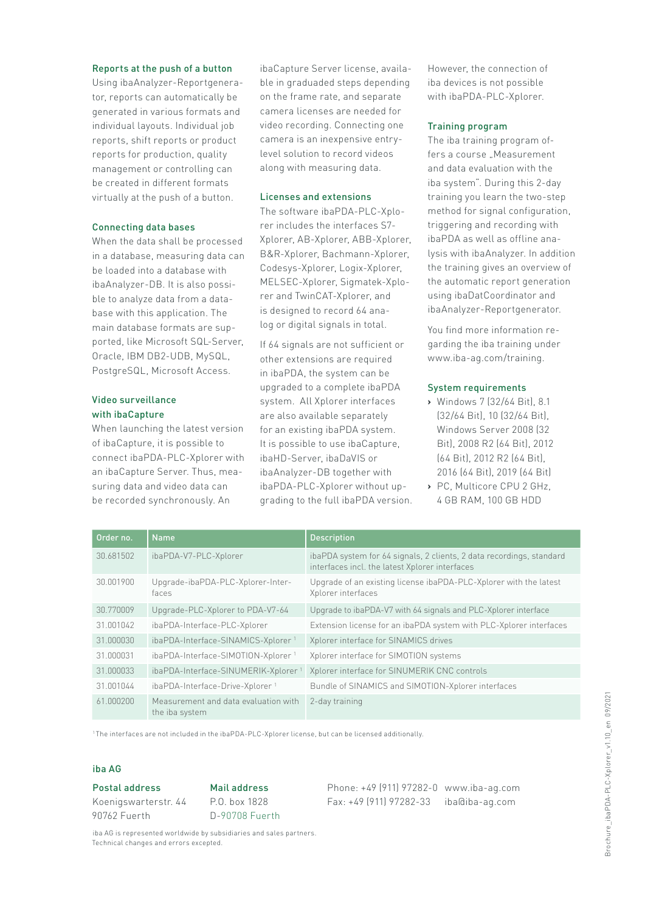### Reports at the push of a button

Using ibaAnalyzer-Reportgenerator, reports can automatically be generated in various formats and individual layouts. Individual job reports, shift reports or product reports for production, quality management or controlling can be created in different formats virtually at the push of a button.

### Connecting data bases

When the data shall be processed in a database, measuring data can be loaded into a database with ibaAnalyzer-DB. It is also possible to analyze data from a database with this application. The main database formats are supported, like Microsoft SQL-Server, Oracle, IBM DB2-UDB, MySQL, PostgreSQL, Microsoft Access.

### Video surveillance with ibaCapture

When launching the latest version of ibaCapture, it is possible to connect ibaPDA-PLC-Xplorer with an ibaCapture Server. Thus, measuring data and video data can be recorded synchronously. An ibaCapture Server license, available in graduaded steps depending on the frame rate, and separate camera licenses are needed for video recording. Connecting one camera is an inexpensive entry-level solution to record videos along with measuring data.

### Licenses and extensions

The software ibaPDA-PLC-Xplorer includes the interfaces S7-Xplorer, AB-Xplorer, ABB-Xplorer, B&R-Xplorer, Bachmann-Xplorer, Codesys-Xplorer, Logix-Xplorer, MELSEC-Xplorer, Sigmatek-Xplorer and TwinCAT-Xplorer, and is designed to record 64 analog or digital signals in total.

If 64 signals are not sufficient or other extensions are required in ibaPDA, the system can be upgraded to a complete ibaPDA system. All Xplorer interfaces are also available separately for an existing ibaPDA system. It is possible to use ibaCapture, ibaHD-Server, ibaDaVIS or ibaAnalyzer-DB together with ibaPDA-PLC-Xplorer without upgrading to the full ibaPDA version. However, the connection of iba devices is not possible with ibaPDA-PLC-Xplorer.

### Training program

The iba training program offers a course „Measurement and data evaluation with the iba system". During this 2-day training you learn the two-step method for signal configuration, triggering and recording with ibaPDA as well as offline analysis with ibaAnalyzer. In addition the training gives an overview of the automatic report generation using ibaDatCoordinator and ibaAnalyzer-Reportgenerator.

You find more information regarding the iba training under www.iba-ag.com/training.

### System requirements

- Windows 7 (32/64 Bit), 8.1 (32/64 Bit), 10 (32/64 Bit), Windows Server 2008 (32 Bit), 2008 R2 (64 Bit), 2012 (64 Bit), 2012 R2 (64 Bit), 2016 (64 Bit), 2019 (64 Bit)
- PC, Multicore CPU 2 GHz, 4 GB RAM, 100 GB HDD

| Order no. | Name | Description |
|---|---|---|
| 30.681502 | ibaPDA-V7-PLC-Xplorer | ibaPDA system for 64 signals, 2 clients, 2 data recordings, standard interfaces incl. the latest Xplorer interfaces |
| 30.001900 | Upgrade-ibaPDA-PLC-Xplorer-Interfaces | Upgrade of an existing license ibaPDA-PLC-Xplorer with the latest Xplorer interfaces |
| 30.770009 | Upgrade-PLC-Xplorer to PDA-V7-64 | Upgrade to ibaPDA-V7 with 64 signals and PLC-Xplorer interface |
| 31.001042 | ibaPDA-Interface-PLC-Xplorer | Extension license for an ibaPDA system with PLC-Xplorer interfaces |
| 31.000030 | ibaPDA-Interface-SINAMICS-Xplorer [1] | Xplorer interface for SINAMICS drives |
| 31.000031 | ibaPDA-Interface-SIMOTION-Xplorer [1] | Xplorer interface for SIMOTION systems |
| 31.000033 | ibaPDA-Interface-SINUMERIK-Xplorer [1] | Xplorer interface for SINUMERIK CNC controls |
| 31.001044 | ibaPDA-Interface-Drive-Xplorer [1] | Bundle of SINAMICS and SIMOTION-Xplorer interfaces |
| 61.000200 | Measurement and data evaluation with the iba system | 2-day training |

[1] The interfaces are not included in the ibaPDA-PLC-Xplorer license, but can be licensed additionally.

### iba AG

**Postal address**
Koenigswarterstr. 44
90762 Fuerth

**Mail address**
P.O. box 1828
D-90708 Fuerth

Phone: +49 (911) 97282-0
Fax: +49 (911) 97282-33

www.iba-ag.com
iba@iba-ag.com

iba AG is represented worldwide by subsidiaries and sales partners.
Technical changes and errors excepted.

Brochure_ibaPDA-PLC-Xplorer_v1.10_en 09/2021